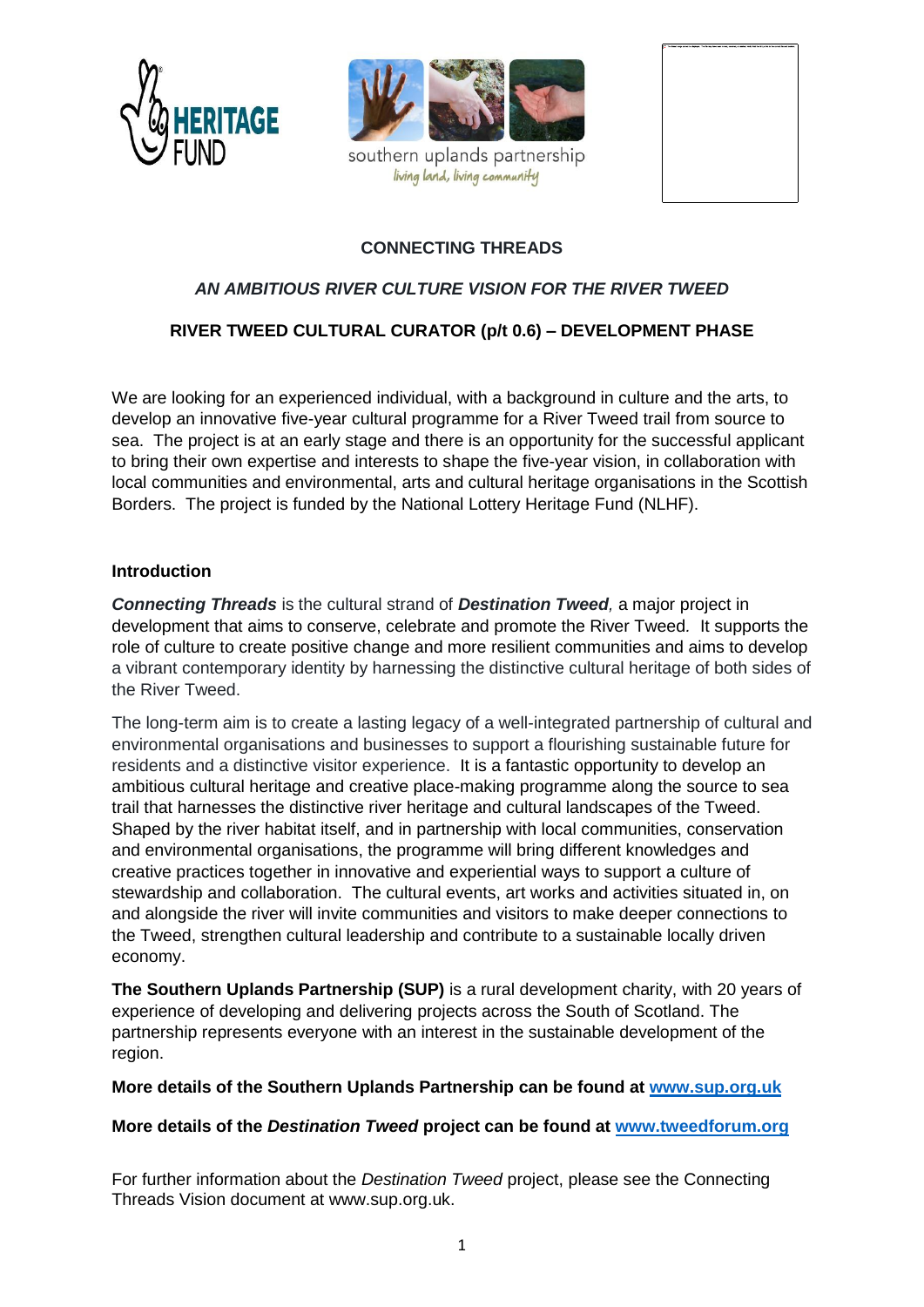# CONNECTING THREADS

## *AN AMBITIOUS RIVER CULTURE VISION FOR THE RIVER TWEED*

## RIVER TWEED CULTURAL CURATOR (p/t 0.6) – DEVELOPMENT PHASE

We are looking for an experienced individual, with a background in culture and the arts, to develop an innovative five-year cultural programme for a River Tweed trail from source to sea. The project is at an early stage and there is an opportunity for the successful applicant to bring their own expertise and interests to shape the five-year vision, in collaboration with local communities and environmental, arts and cultural heritage organisations in the Scottish Borders. The project is funded by the National Lottery Heritage Fund (NLHF).

### Introduction

***Connecting Threads*** is the cultural strand of ***Destination Tweed**,* a major project in development that aims to conserve, celebrate and promote the River Tweed. It supports the role of culture to create positive change and more resilient communities and aims to develop a vibrant contemporary identity by harnessing the distinctive cultural heritage of both sides of the River Tweed.

The long-term aim is to create a lasting legacy of a well-integrated partnership of cultural and environmental organisations and businesses to support a flourishing sustainable future for residents and a distinctive visitor experience. It is a fantastic opportunity to develop an ambitious cultural heritage and creative place-making programme along the source to sea trail that harnesses the distinctive river heritage and cultural landscapes of the Tweed. Shaped by the river habitat itself, and in partnership with local communities, conservation and environmental organisations, the programme will bring different knowledges and creative practices together in innovative and experiential ways to support a culture of stewardship and collaboration. The cultural events, art works and activities situated in, on and alongside the river will invite communities and visitors to make deeper connections to the Tweed, strengthen cultural leadership and contribute to a sustainable locally driven economy.

**The Southern Uplands Partnership (SUP)** is a rural development charity, with 20 years of experience of developing and delivering projects across the South of Scotland. The partnership represents everyone with an interest in the sustainable development of the region.

**More details of the Southern Uplands Partnership can be found at [www.sup.org.uk](http://www.sup.org.uk)**

**More details of the *Destination Tweed* project can be found at [www.tweedforum.org](http://www.tweedforum.org)**

For further information about the *Destination Tweed* project, please see the Connecting Threads Vision document at www.sup.org.uk.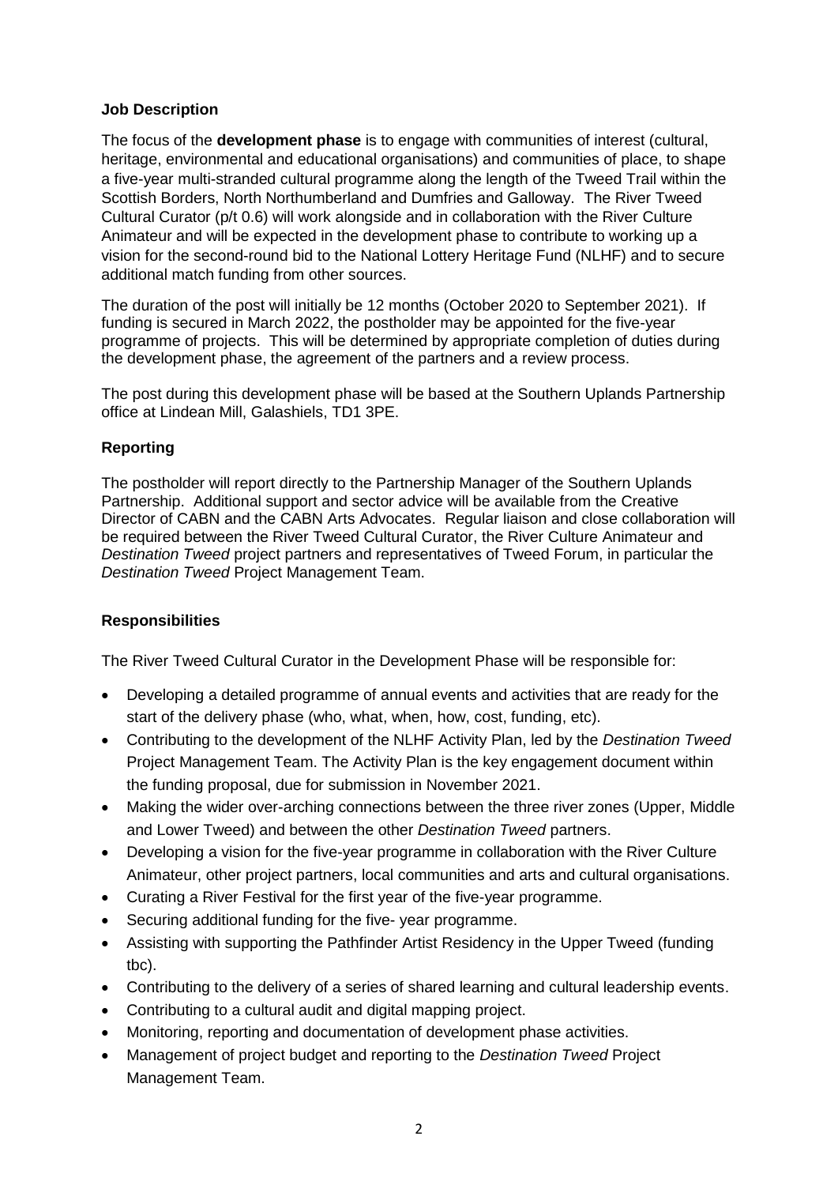## Job Description

The focus of the **development phase** is to engage with communities of interest (cultural, heritage, environmental and educational organisations) and communities of place, to shape a five-year multi-stranded cultural programme along the length of the Tweed Trail within the Scottish Borders, North Northumberland and Dumfries and Galloway. The River Tweed Cultural Curator (p/t 0.6) will work alongside and in collaboration with the River Culture Animateur and will be expected in the development phase to contribute to working up a vision for the second-round bid to the National Lottery Heritage Fund (NLHF) and to secure additional match funding from other sources.

The duration of the post will initially be 12 months (October 2020 to September 2021). If funding is secured in March 2022, the postholder may be appointed for the five-year programme of projects. This will be determined by appropriate completion of duties during the development phase, the agreement of the partners and a review process.

The post during this development phase will be based at the Southern Uplands Partnership office at Lindean Mill, Galashiels, TD1 3PE.

## Reporting

The postholder will report directly to the Partnership Manager of the Southern Uplands Partnership. Additional support and sector advice will be available from the Creative Director of CABN and the CABN Arts Advocates. Regular liaison and close collaboration will be required between the River Tweed Cultural Curator, the River Culture Animateur and *Destination Tweed* project partners and representatives of Tweed Forum, in particular the *Destination Tweed* Project Management Team.

## Responsibilities

The River Tweed Cultural Curator in the Development Phase will be responsible for:

- Developing a detailed programme of annual events and activities that are ready for the start of the delivery phase (who, what, when, how, cost, funding, etc).
- Contributing to the development of the NLHF Activity Plan, led by the *Destination Tweed* Project Management Team. The Activity Plan is the key engagement document within the funding proposal, due for submission in November 2021.
- Making the wider over-arching connections between the three river zones (Upper, Middle and Lower Tweed) and between the other *Destination Tweed* partners.
- Developing a vision for the five-year programme in collaboration with the River Culture Animateur, other project partners, local communities and arts and cultural organisations.
- Curating a River Festival for the first year of the five-year programme.
- Securing additional funding for the five- year programme.
- Assisting with supporting the Pathfinder Artist Residency in the Upper Tweed (funding tbc).
- Contributing to the delivery of a series of shared learning and cultural leadership events.
- Contributing to a cultural audit and digital mapping project.
- Monitoring, reporting and documentation of development phase activities.
- Management of project budget and reporting to the *Destination Tweed* Project Management Team.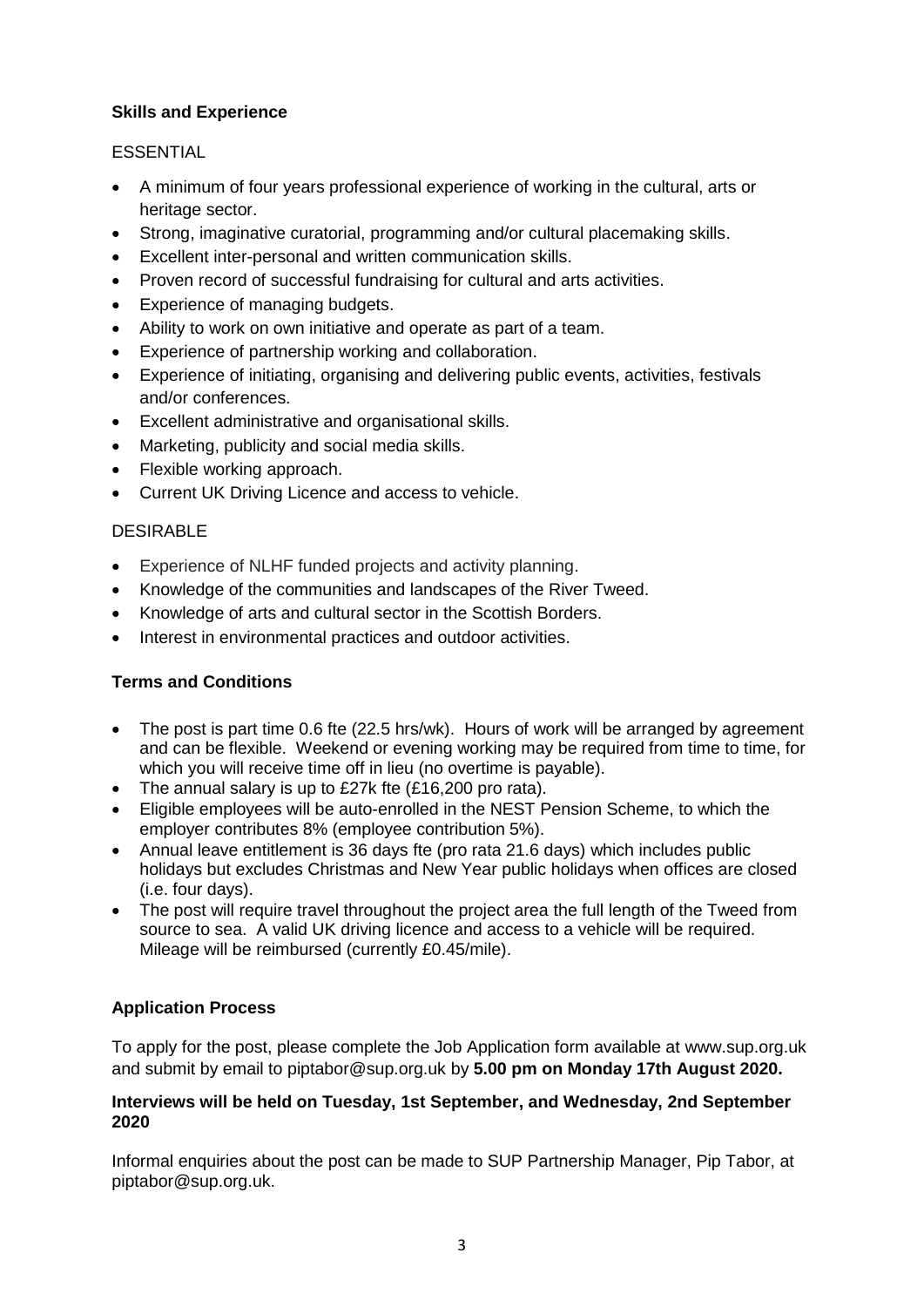**Skills and Experience**

ESSENTIAL

- A minimum of four years professional experience of working in the cultural, arts or heritage sector.
- Strong, imaginative curatorial, programming and/or cultural placemaking skills.
- Excellent inter-personal and written communication skills.
- Proven record of successful fundraising for cultural and arts activities.
- Experience of managing budgets.
- Ability to work on own initiative and operate as part of a team.
- Experience of partnership working and collaboration.
- Experience of initiating, organising and delivering public events, activities, festivals and/or conferences.
- Excellent administrative and organisational skills.
- Marketing, publicity and social media skills.
- Flexible working approach.
- Current UK Driving Licence and access to vehicle.

DESIRABLE

- Experience of NLHF funded projects and activity planning.
- Knowledge of the communities and landscapes of the River Tweed.
- Knowledge of arts and cultural sector in the Scottish Borders.
- Interest in environmental practices and outdoor activities.

**Terms and Conditions**

- The post is part time 0.6 fte (22.5 hrs/wk). Hours of work will be arranged by agreement and can be flexible. Weekend or evening working may be required from time to time, for which you will receive time off in lieu (no overtime is payable).
- The annual salary is up to £27k fte (£16,200 pro rata).
- Eligible employees will be auto-enrolled in the NEST Pension Scheme, to which the employer contributes 8% (employee contribution 5%).
- Annual leave entitlement is 36 days fte (pro rata 21.6 days) which includes public holidays but excludes Christmas and New Year public holidays when offices are closed (i.e. four days).
- The post will require travel throughout the project area the full length of the Tweed from source to sea. A valid UK driving licence and access to a vehicle will be required. Mileage will be reimbursed (currently £0.45/mile).

**Application Process**

To apply for the post, please complete the Job Application form available at www.sup.org.uk and submit by email to piptabor@sup.org.uk by **5.00 pm on Monday 17th August 2020.**

**Interviews will be held on Tuesday, 1st September, and Wednesday, 2nd September 2020**

Informal enquiries about the post can be made to SUP Partnership Manager, Pip Tabor, at piptabor@sup.org.uk.